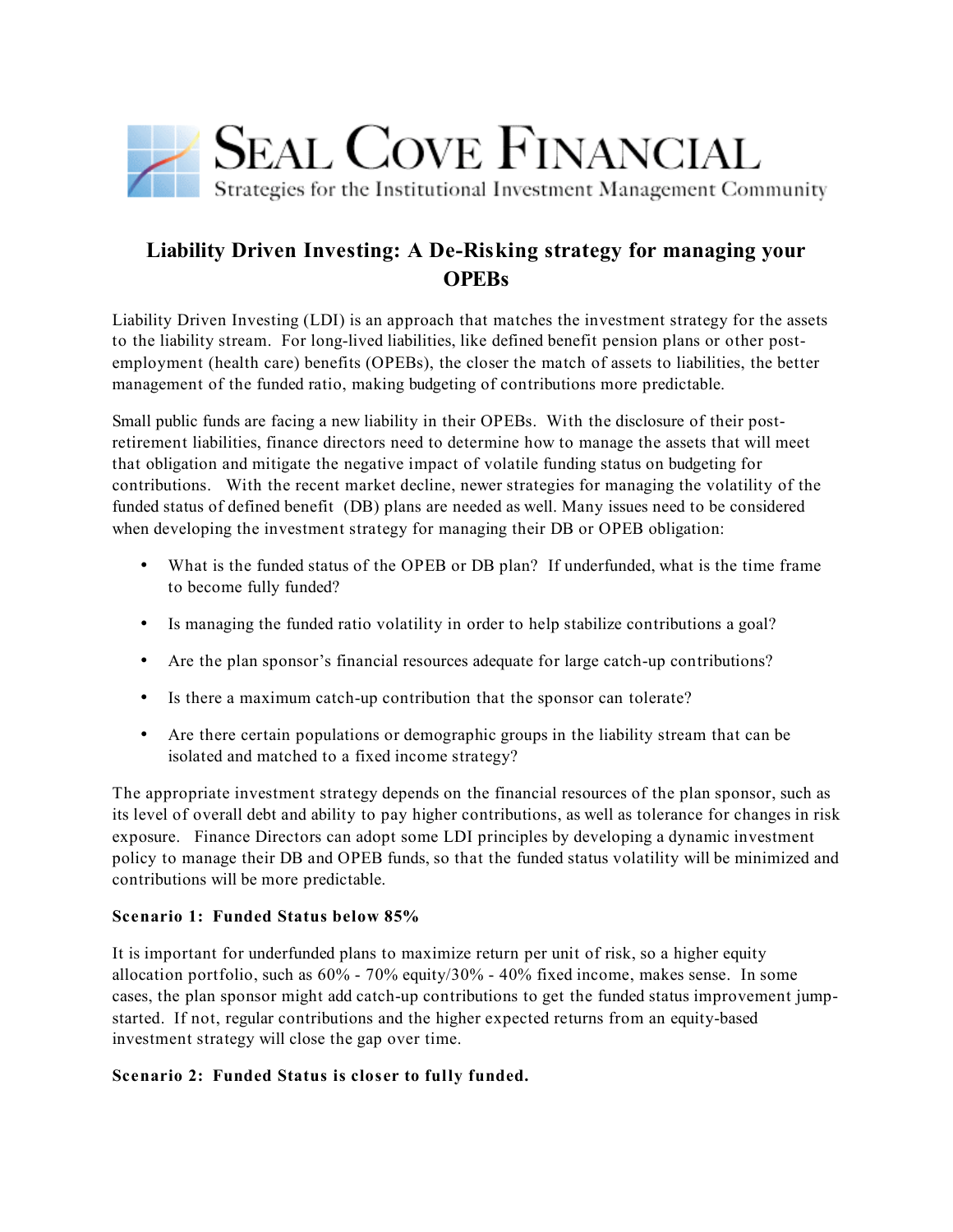# SEAL COVE FINANCIAL

Strategies for the Institutional Investment Management Community

## Liability Driven Investing: A De-Risking strategy for managing your OPEBs

Liability Driven Investing (LDI) is an approach that matches the investment strategy for the assets to the liability stream. For long-lived liabilities, like defined benefit pension plans or other post-employment (health care) benefits (OPEBs), the closer the match of assets to liabilities, the better management of the funded ratio, making budgeting of contributions more predictable.

Small public funds are facing a new liability in their OPEBs. With the disclosure of their post-retirement liabilities, finance directors need to determine how to manage the assets that will meet that obligation and mitigate the negative impact of volatile funding status on budgeting for contributions. With the recent market decline, newer strategies for managing the volatility of the funded status of defined benefit (DB) plans are needed as well. Many issues need to be considered when developing the investment strategy for managing their DB or OPEB obligation:

- What is the funded status of the OPEB or DB plan? If underfunded, what is the time frame to become fully funded?
- Is managing the funded ratio volatility in order to help stabilize contributions a goal?
- Are the plan sponsor's financial resources adequate for large catch-up contributions?
- Is there a maximum catch-up contribution that the sponsor can tolerate?
- Are there certain populations or demographic groups in the liability stream that can be isolated and matched to a fixed income strategy?

The appropriate investment strategy depends on the financial resources of the plan sponsor, such as its level of overall debt and ability to pay higher contributions, as well as tolerance for changes in risk exposure. Finance Directors can adopt some LDI principles by developing a dynamic investment policy to manage their DB and OPEB funds, so that the funded status volatility will be minimized and contributions will be more predictable.

**Scenario 1: Funded Status below 85%**

It is important for underfunded plans to maximize return per unit of risk, so a higher equity allocation portfolio, such as 60% - 70% equity/30% - 40% fixed income, makes sense. In some cases, the plan sponsor might add catch-up contributions to get the funded status improvement jump-started. If not, regular contributions and the higher expected returns from an equity-based investment strategy will close the gap over time.

**Scenario 2: Funded Status is closer to fully funded.**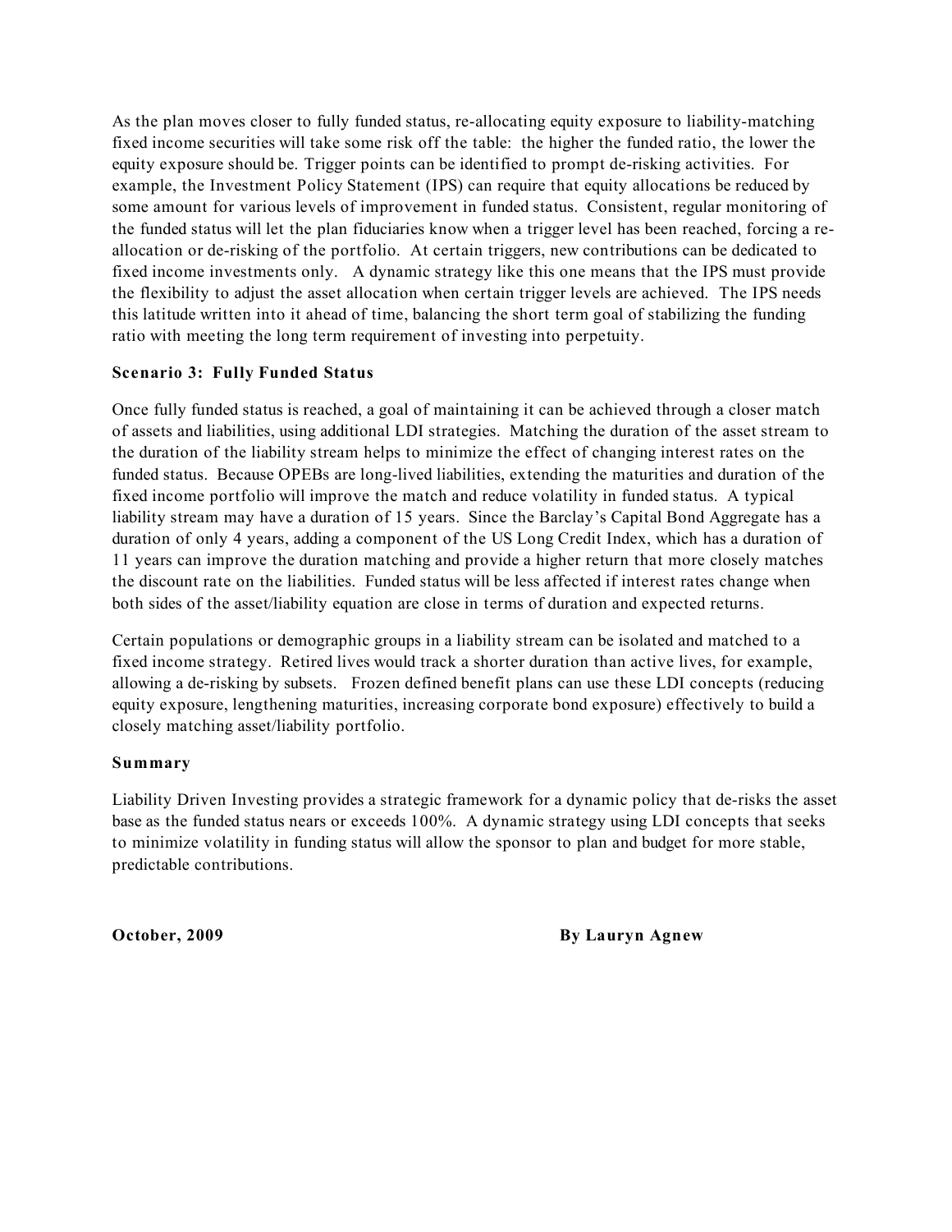As the plan moves closer to fully funded status, re-allocating equity exposure to liability-matching fixed income securities will take some risk off the table: the higher the funded ratio, the lower the equity exposure should be. Trigger points can be identified to prompt de-risking activities. For example, the Investment Policy Statement (IPS) can require that equity allocations be reduced by some amount for various levels of improvement in funded status. Consistent, regular monitoring of the funded status will let the plan fiduciaries know when a trigger level has been reached, forcing a re-allocation or de-risking of the portfolio. At certain triggers, new contributions can be dedicated to fixed income investments only. A dynamic strategy like this one means that the IPS must provide the flexibility to adjust the asset allocation when certain trigger levels are achieved. The IPS needs this latitude written into it ahead of time, balancing the short term goal of stabilizing the funding ratio with meeting the long term requirement of investing into perpetuity.

**Scenario 3: Fully Funded Status**

Once fully funded status is reached, a goal of maintaining it can be achieved through a closer match of assets and liabilities, using additional LDI strategies. Matching the duration of the asset stream to the duration of the liability stream helps to minimize the effect of changing interest rates on the funded status. Because OPEBs are long-lived liabilities, extending the maturities and duration of the fixed income portfolio will improve the match and reduce volatility in funded status. A typical liability stream may have a duration of 15 years. Since the Barclay's Capital Bond Aggregate has a duration of only 4 years, adding a component of the US Long Credit Index, which has a duration of 11 years can improve the duration matching and provide a higher return that more closely matches the discount rate on the liabilities. Funded status will be less affected if interest rates change when both sides of the asset/liability equation are close in terms of duration and expected returns.

Certain populations or demographic groups in a liability stream can be isolated and matched to a fixed income strategy. Retired lives would track a shorter duration than active lives, for example, allowing a de-risking by subsets. Frozen defined benefit plans can use these LDI concepts (reducing equity exposure, lengthening maturities, increasing corporate bond exposure) effectively to build a closely matching asset/liability portfolio.

**Summary**

Liability Driven Investing provides a strategic framework for a dynamic policy that de-risks the asset base as the funded status nears or exceeds 100%. A dynamic strategy using LDI concepts that seeks to minimize volatility in funding status will allow the sponsor to plan and budget for more stable, predictable contributions.

**October, 2009** **By Lauryn Agnew**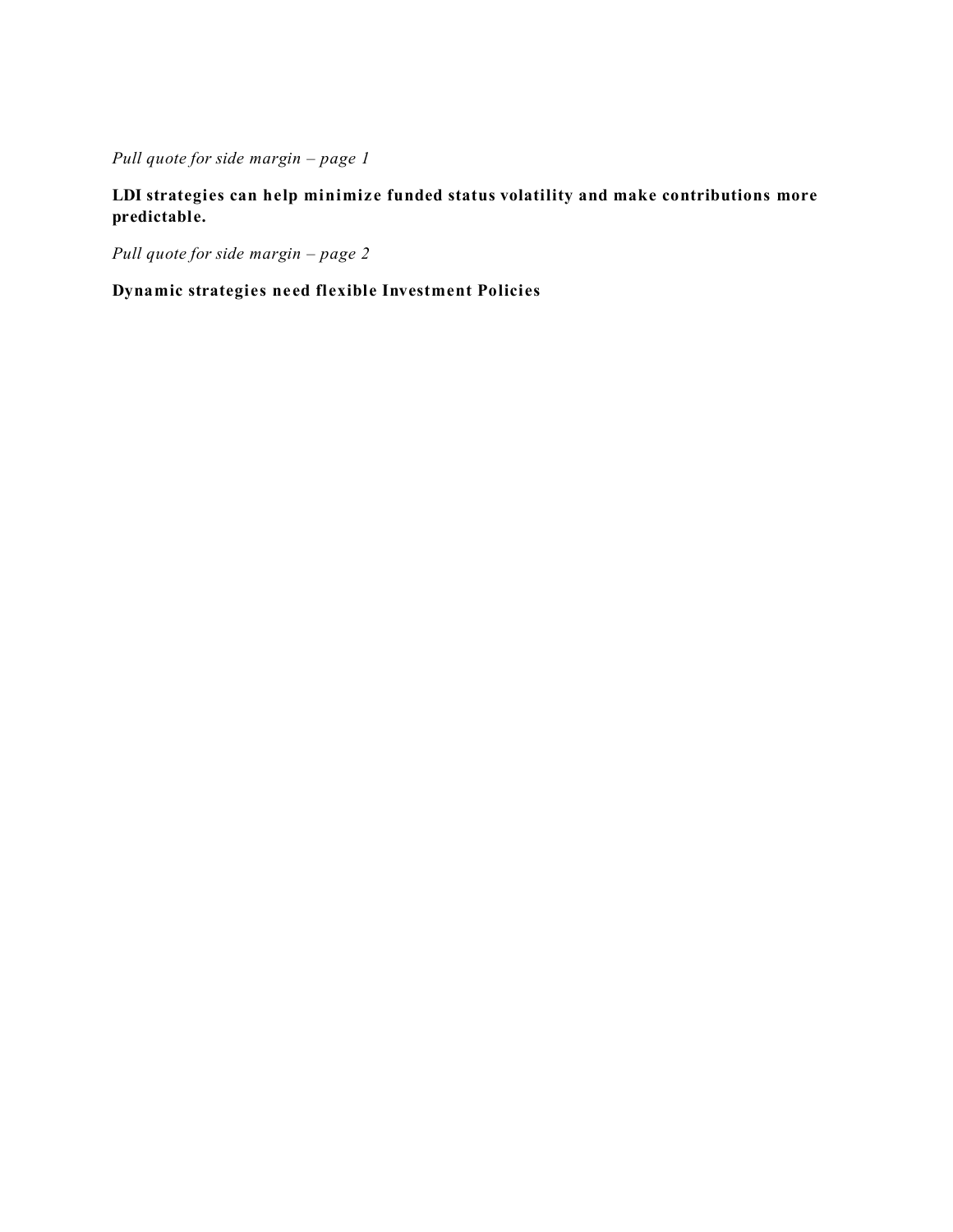*Pull quote for side margin – page 1*

**LDI strategies can help minimize funded status volatility and make contributions more predictable.**

*Pull quote for side margin – page 2*

**Dynamic strategies need flexible Investment Policies**